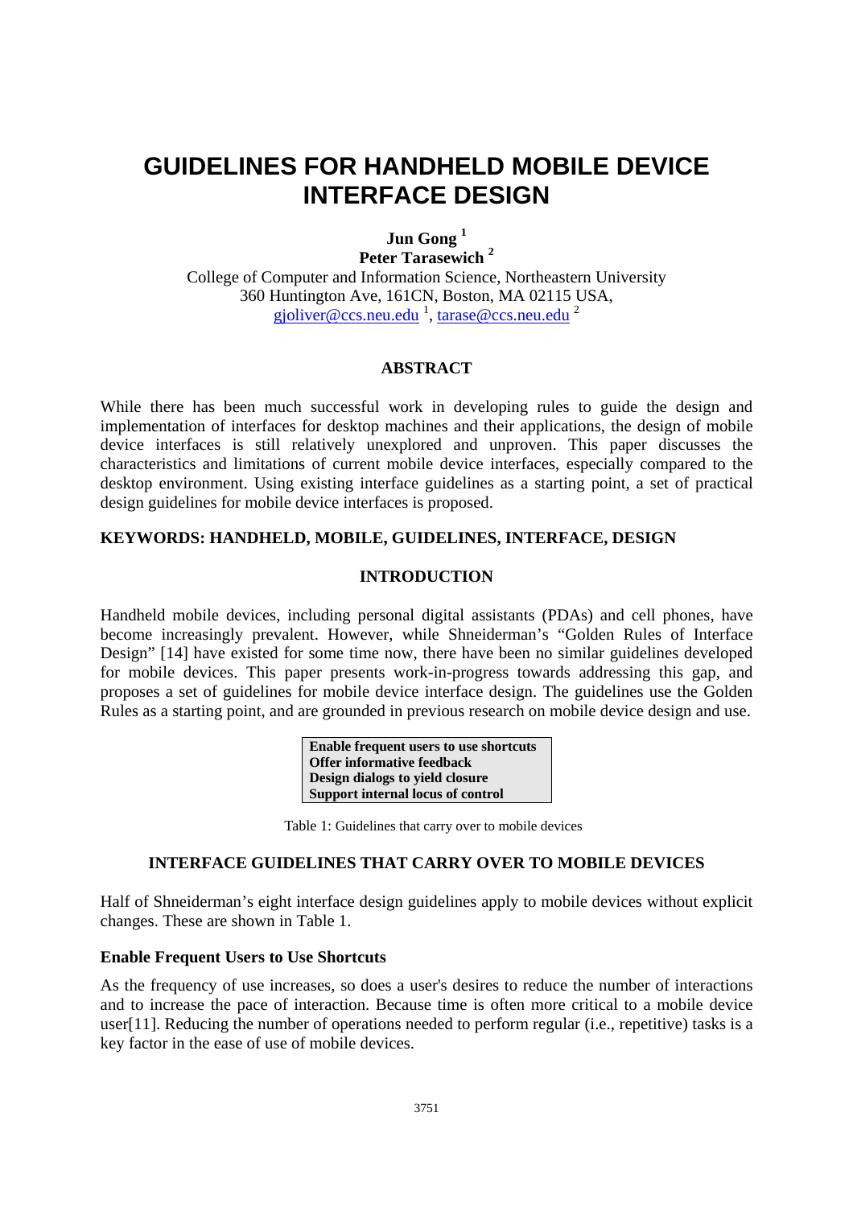# GUIDELINES FOR HANDHELD MOBILE DEVICE INTERFACE DESIGN

**Jun Gong** [1]
**Peter Tarasewich** [2]

College of Computer and Information Science, Northeastern University
360 Huntington Ave, 161CN, Boston, MA 02115 USA,
gjoliver@ccs.neu.edu [1], tarase@ccs.neu.edu [2]

## ABSTRACT

While there has been much successful work in developing rules to guide the design and implementation of interfaces for desktop machines and their applications, the design of mobile device interfaces is still relatively unexplored and unproven. This paper discusses the characteristics and limitations of current mobile device interfaces, especially compared to the desktop environment. Using existing interface guidelines as a starting point, a set of practical design guidelines for mobile device interfaces is proposed.

**KEYWORDS: HANDHELD, MOBILE, GUIDELINES, INTERFACE, DESIGN**

## INTRODUCTION

Handheld mobile devices, including personal digital assistants (PDAs) and cell phones, have become increasingly prevalent. However, while Shneiderman's "Golden Rules of Interface Design" [14] have existed for some time now, there have been no similar guidelines developed for mobile devices. This paper presents work-in-progress towards addressing this gap, and proposes a set of guidelines for mobile device interface design. The guidelines use the Golden Rules as a starting point, and are grounded in previous research on mobile device design and use.

| **Enable frequent users to use shortcuts** |
|---|
| **Offer informative feedback** |
| **Design dialogs to yield closure** |
| **Support internal locus of control** |

Table 1: Guidelines that carry over to mobile devices

## INTERFACE GUIDELINES THAT CARRY OVER TO MOBILE DEVICES

Half of Shneiderman's eight interface design guidelines apply to mobile devices without explicit changes. These are shown in Table 1.

### Enable Frequent Users to Use Shortcuts

As the frequency of use increases, so does a user's desires to reduce the number of interactions and to increase the pace of interaction. Because time is often more critical to a mobile device user[11]. Reducing the number of operations needed to perform regular (i.e., repetitive) tasks is a key factor in the ease of use of mobile devices.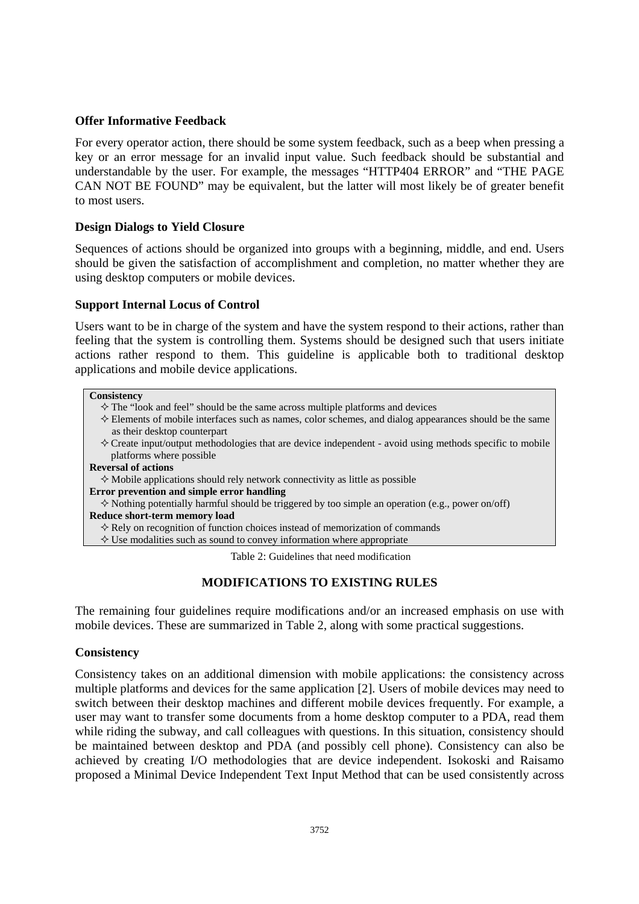**Offer Informative Feedback**

For every operator action, there should be some system feedback, such as a beep when pressing a key or an error message for an invalid input value. Such feedback should be substantial and understandable by the user. For example, the messages "HTTP404 ERROR" and "THE PAGE CAN NOT BE FOUND" may be equivalent, but the latter will most likely be of greater benefit to most users.

**Design Dialogs to Yield Closure**

Sequences of actions should be organized into groups with a beginning, middle, and end. Users should be given the satisfaction of accomplishment and completion, no matter whether they are using desktop computers or mobile devices.

**Support Internal Locus of Control**

Users want to be in charge of the system and have the system respond to their actions, rather than feeling that the system is controlling them. Systems should be designed such that users initiate actions rather respond to them. This guideline is applicable both to traditional desktop applications and mobile device applications.

**Consistency**
- ✧ The "look and feel" should be the same across multiple platforms and devices
- ✧ Elements of mobile interfaces such as names, color schemes, and dialog appearances should be the same as their desktop counterpart
- ✧ Create input/output methodologies that are device independent - avoid using methods specific to mobile platforms where possible

**Reversal of actions**
- ✧ Mobile applications should rely network connectivity as little as possible

**Error prevention and simple error handling**
- ✧ Nothing potentially harmful should be triggered by too simple an operation (e.g., power on/off)

**Reduce short-term memory load**
- ✧ Rely on recognition of function choices instead of memorization of commands
- ✧ Use modalities such as sound to convey information where appropriate

Table 2: Guidelines that need modification

## MODIFICATIONS TO EXISTING RULES

The remaining four guidelines require modifications and/or an increased emphasis on use with mobile devices. These are summarized in Table 2, along with some practical suggestions.

**Consistency**

Consistency takes on an additional dimension with mobile applications: the consistency across multiple platforms and devices for the same application [2]. Users of mobile devices may need to switch between their desktop machines and different mobile devices frequently. For example, a user may want to transfer some documents from a home desktop computer to a PDA, read them while riding the subway, and call colleagues with questions. In this situation, consistency should be maintained between desktop and PDA (and possibly cell phone). Consistency can also be achieved by creating I/O methodologies that are device independent. Isokoski and Raisamo proposed a Minimal Device Independent Text Input Method that can be used consistently across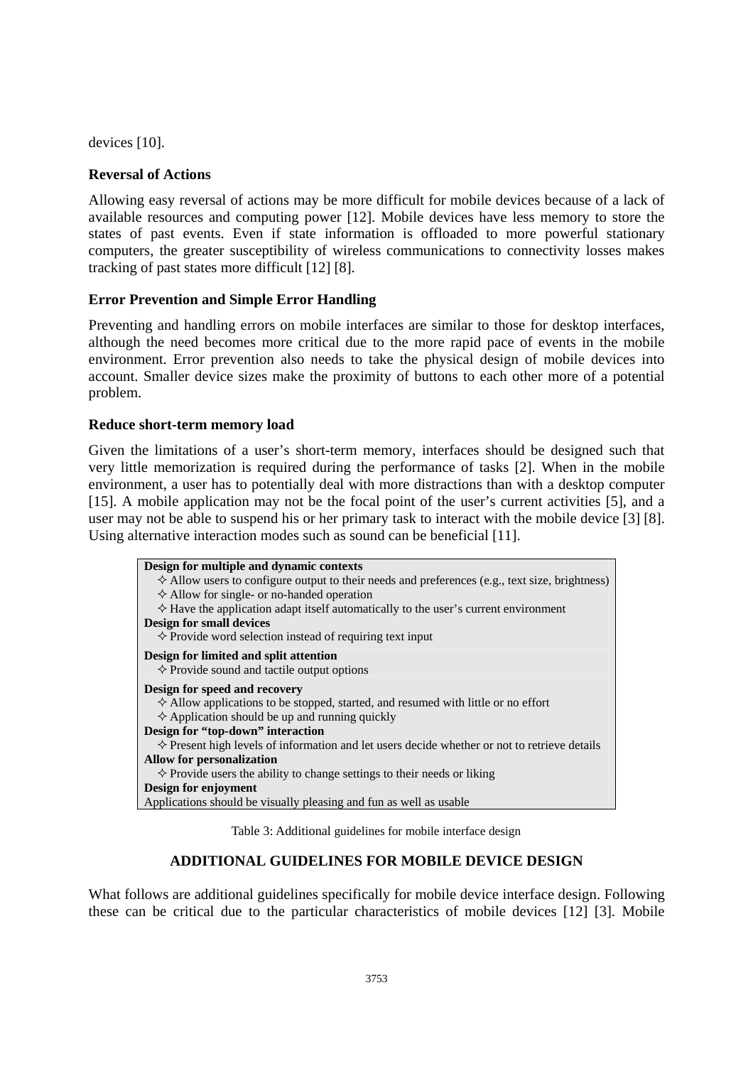devices [10].

### Reversal of Actions

Allowing easy reversal of actions may be more difficult for mobile devices because of a lack of available resources and computing power [12]. Mobile devices have less memory to store the states of past events. Even if state information is offloaded to more powerful stationary computers, the greater susceptibility of wireless communications to connectivity losses makes tracking of past states more difficult [12] [8].

### Error Prevention and Simple Error Handling

Preventing and handling errors on mobile interfaces are similar to those for desktop interfaces, although the need becomes more critical due to the more rapid pace of events in the mobile environment. Error prevention also needs to take the physical design of mobile devices into account. Smaller device sizes make the proximity of buttons to each other more of a potential problem.

### Reduce short-term memory load

Given the limitations of a user's short-term memory, interfaces should be designed such that very little memorization is required during the performance of tasks [2]. When in the mobile environment, a user has to potentially deal with more distractions than with a desktop computer [15]. A mobile application may not be the focal point of the user's current activities [5], and a user may not be able to suspend his or her primary task to interact with the mobile device [3] [8]. Using alternative interaction modes such as sound can be beneficial [11].

| |
|---|
| **Design for multiple and dynamic contexts** |
| ✧ Allow users to configure output to their needs and preferences (e.g., text size, brightness) |
| ✧ Allow for single- or no-handed operation |
| ✧ Have the application adapt itself automatically to the user's current environment |
| **Design for small devices** |
| ✧ Provide word selection instead of requiring text input |
| **Design for limited and split attention** |
| ✧ Provide sound and tactile output options |
| **Design for speed and recovery** |
| ✧ Allow applications to be stopped, started, and resumed with little or no effort |
| ✧ Application should be up and running quickly |
| **Design for "top-down" interaction** |
| ✧ Present high levels of information and let users decide whether or not to retrieve details |
| **Allow for personalization** |
| ✧ Provide users the ability to change settings to their needs or liking |
| **Design for enjoyment** |
| Applications should be visually pleasing and fun as well as usable |

Table 3: Additional guidelines for mobile interface design

## ADDITIONAL GUIDELINES FOR MOBILE DEVICE DESIGN

What follows are additional guidelines specifically for mobile device interface design. Following these can be critical due to the particular characteristics of mobile devices [12] [3]. Mobile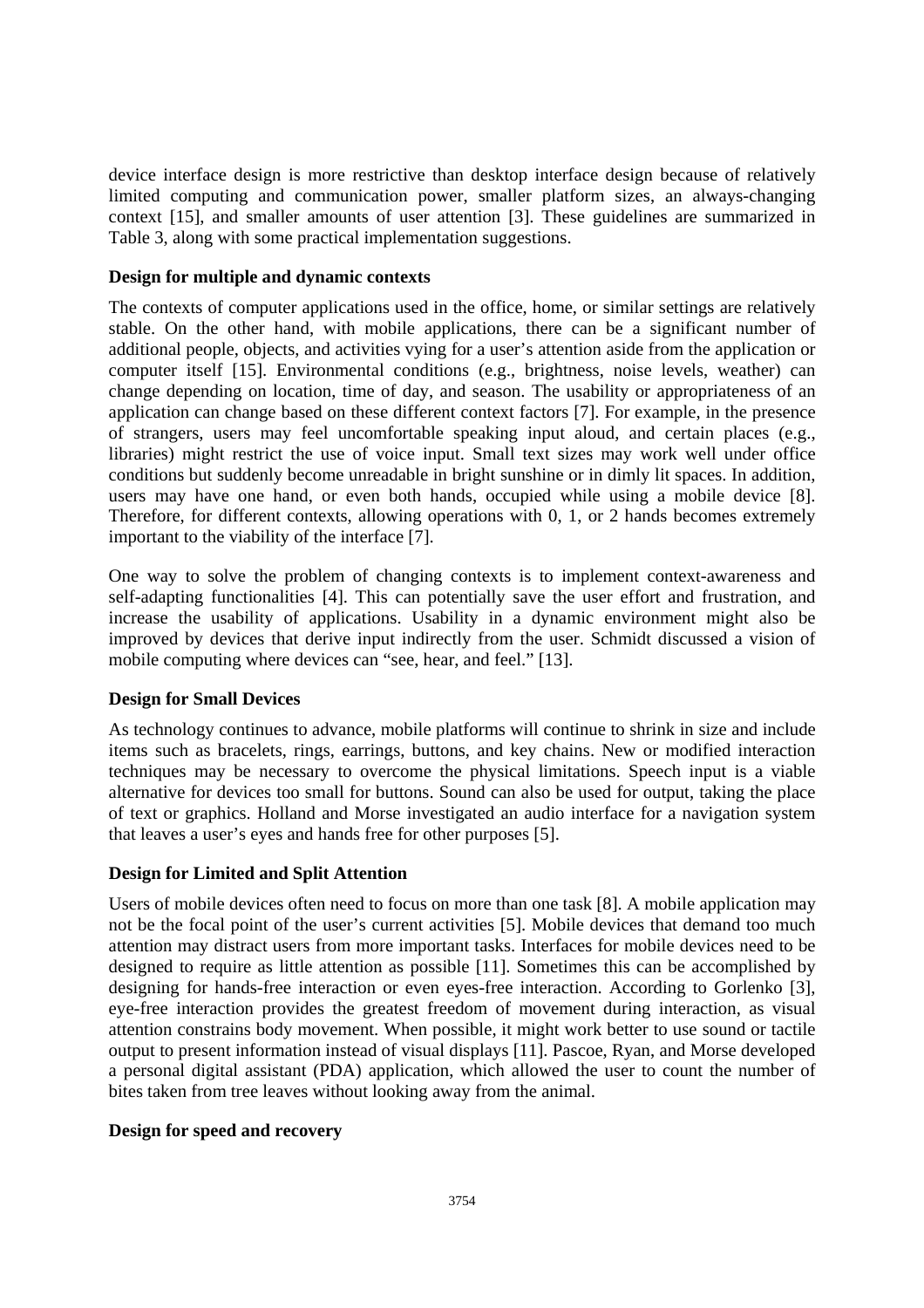device interface design is more restrictive than desktop interface design because of relatively limited computing and communication power, smaller platform sizes, an always-changing context [15], and smaller amounts of user attention [3]. These guidelines are summarized in Table 3, along with some practical implementation suggestions.

### Design for multiple and dynamic contexts

The contexts of computer applications used in the office, home, or similar settings are relatively stable. On the other hand, with mobile applications, there can be a significant number of additional people, objects, and activities vying for a user's attention aside from the application or computer itself [15]. Environmental conditions (e.g., brightness, noise levels, weather) can change depending on location, time of day, and season. The usability or appropriateness of an application can change based on these different context factors [7]. For example, in the presence of strangers, users may feel uncomfortable speaking input aloud, and certain places (e.g., libraries) might restrict the use of voice input. Small text sizes may work well under office conditions but suddenly become unreadable in bright sunshine or in dimly lit spaces. In addition, users may have one hand, or even both hands, occupied while using a mobile device [8]. Therefore, for different contexts, allowing operations with 0, 1, or 2 hands becomes extremely important to the viability of the interface [7].

One way to solve the problem of changing contexts is to implement context-awareness and self-adapting functionalities [4]. This can potentially save the user effort and frustration, and increase the usability of applications. Usability in a dynamic environment might also be improved by devices that derive input indirectly from the user. Schmidt discussed a vision of mobile computing where devices can "see, hear, and feel." [13].

### Design for Small Devices

As technology continues to advance, mobile platforms will continue to shrink in size and include items such as bracelets, rings, earrings, buttons, and key chains. New or modified interaction techniques may be necessary to overcome the physical limitations. Speech input is a viable alternative for devices too small for buttons. Sound can also be used for output, taking the place of text or graphics. Holland and Morse investigated an audio interface for a navigation system that leaves a user's eyes and hands free for other purposes [5].

### Design for Limited and Split Attention

Users of mobile devices often need to focus on more than one task [8]. A mobile application may not be the focal point of the user's current activities [5]. Mobile devices that demand too much attention may distract users from more important tasks. Interfaces for mobile devices need to be designed to require as little attention as possible [11]. Sometimes this can be accomplished by designing for hands-free interaction or even eyes-free interaction. According to Gorlenko [3], eye-free interaction provides the greatest freedom of movement during interaction, as visual attention constrains body movement. When possible, it might work better to use sound or tactile output to present information instead of visual displays [11]. Pascoe, Ryan, and Morse developed a personal digital assistant (PDA) application, which allowed the user to count the number of bites taken from tree leaves without looking away from the animal.

### Design for speed and recovery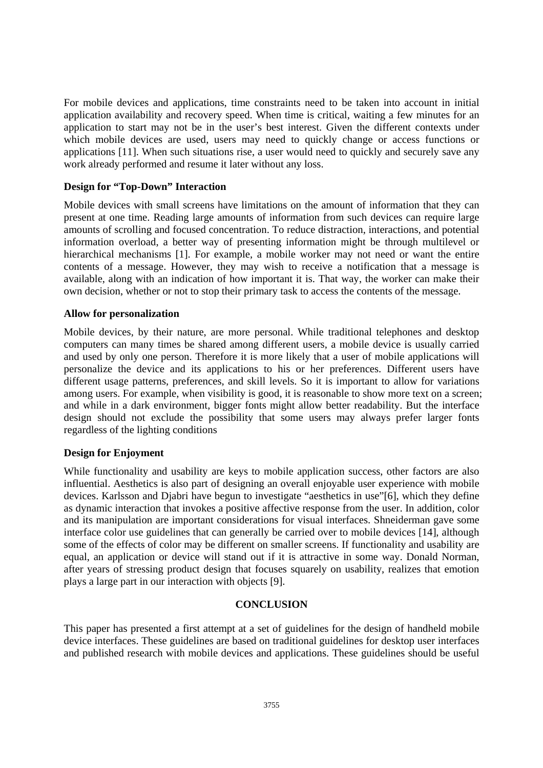For mobile devices and applications, time constraints need to be taken into account in initial application availability and recovery speed. When time is critical, waiting a few minutes for an application to start may not be in the user's best interest. Given the different contexts under which mobile devices are used, users may need to quickly change or access functions or applications [11]. When such situations rise, a user would need to quickly and securely save any work already performed and resume it later without any loss.

**Design for "Top-Down" Interaction**

Mobile devices with small screens have limitations on the amount of information that they can present at one time. Reading large amounts of information from such devices can require large amounts of scrolling and focused concentration. To reduce distraction, interactions, and potential information overload, a better way of presenting information might be through multilevel or hierarchical mechanisms [1]. For example, a mobile worker may not need or want the entire contents of a message. However, they may wish to receive a notification that a message is available, along with an indication of how important it is. That way, the worker can make their own decision, whether or not to stop their primary task to access the contents of the message.

**Allow for personalization**

Mobile devices, by their nature, are more personal. While traditional telephones and desktop computers can many times be shared among different users, a mobile device is usually carried and used by only one person. Therefore it is more likely that a user of mobile applications will personalize the device and its applications to his or her preferences. Different users have different usage patterns, preferences, and skill levels. So it is important to allow for variations among users. For example, when visibility is good, it is reasonable to show more text on a screen; and while in a dark environment, bigger fonts might allow better readability. But the interface design should not exclude the possibility that some users may always prefer larger fonts regardless of the lighting conditions

**Design for Enjoyment**

While functionality and usability are keys to mobile application success, other factors are also influential. Aesthetics is also part of designing an overall enjoyable user experience with mobile devices. Karlsson and Djabri have begun to investigate "aesthetics in use"[6], which they define as dynamic interaction that invokes a positive affective response from the user. In addition, color and its manipulation are important considerations for visual interfaces. Shneiderman gave some interface color use guidelines that can generally be carried over to mobile devices [14], although some of the effects of color may be different on smaller screens. If functionality and usability are equal, an application or device will stand out if it is attractive in some way. Donald Norman, after years of stressing product design that focuses squarely on usability, realizes that emotion plays a large part in our interaction with objects [9].

## CONCLUSION

This paper has presented a first attempt at a set of guidelines for the design of handheld mobile device interfaces. These guidelines are based on traditional guidelines for desktop user interfaces and published research with mobile devices and applications. These guidelines should be useful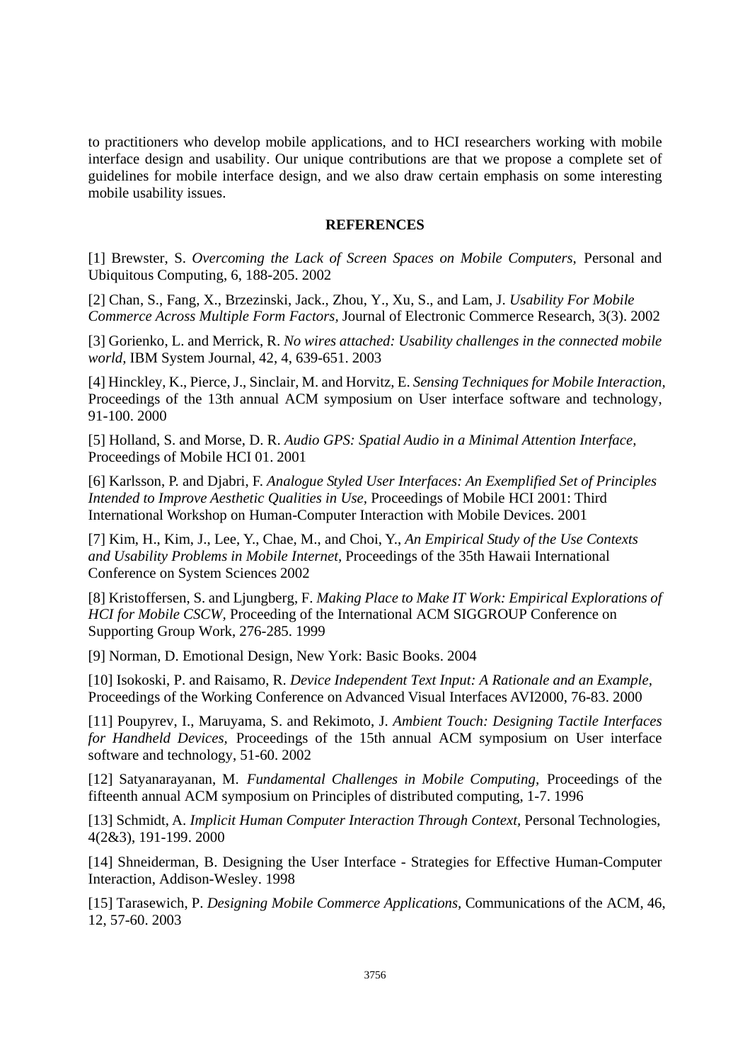to practitioners who develop mobile applications, and to HCI researchers working with mobile interface design and usability. Our unique contributions are that we propose a complete set of guidelines for mobile interface design, and we also draw certain emphasis on some interesting mobile usability issues.

## REFERENCES

[1] Brewster, S. *Overcoming the Lack of Screen Spaces on Mobile Computers,* Personal and Ubiquitous Computing, 6, 188-205. 2002

[2] Chan, S., Fang, X., Brzezinski, Jack., Zhou, Y., Xu, S., and Lam, J. *Usability For Mobile Commerce Across Multiple Form Factors,* Journal of Electronic Commerce Research, 3(3). 2002

[3] Gorienko, L. and Merrick, R. *No wires attached: Usability challenges in the connected mobile world,* IBM System Journal, 42, 4, 639-651. 2003

[4] Hinckley, K., Pierce, J., Sinclair, M. and Horvitz, E. *Sensing Techniques for Mobile Interaction,* Proceedings of the 13th annual ACM symposium on User interface software and technology, 91-100. 2000

[5] Holland, S. and Morse, D. R. *Audio GPS: Spatial Audio in a Minimal Attention Interface,* Proceedings of Mobile HCI 01. 2001

[6] Karlsson, P. and Djabri, F. *Analogue Styled User Interfaces: An Exemplified Set of Principles Intended to Improve Aesthetic Qualities in Use,* Proceedings of Mobile HCI 2001: Third International Workshop on Human-Computer Interaction with Mobile Devices. 2001

[7] Kim, H., Kim, J., Lee, Y., Chae, M., and Choi, Y., *An Empirical Study of the Use Contexts and Usability Problems in Mobile Internet,* Proceedings of the 35th Hawaii International Conference on System Sciences 2002

[8] Kristoffersen, S. and Ljungberg, F. *Making Place to Make IT Work: Empirical Explorations of HCI for Mobile CSCW,* Proceeding of the International ACM SIGGROUP Conference on Supporting Group Work, 276-285. 1999

[9] Norman, D. Emotional Design, New York: Basic Books. 2004

[10] Isokoski, P. and Raisamo, R. *Device Independent Text Input: A Rationale and an Example,* Proceedings of the Working Conference on Advanced Visual Interfaces AVI2000, 76-83. 2000

[11] Poupyrev, I., Maruyama, S. and Rekimoto, J. *Ambient Touch: Designing Tactile Interfaces for Handheld Devices,* Proceedings of the 15th annual ACM symposium on User interface software and technology, 51-60. 2002

[12] Satyanarayanan, M. *Fundamental Challenges in Mobile Computing,* Proceedings of the fifteenth annual ACM symposium on Principles of distributed computing, 1-7. 1996

[13] Schmidt, A. *Implicit Human Computer Interaction Through Context,* Personal Technologies, 4(2&3), 191-199. 2000

[14] Shneiderman, B. Designing the User Interface - Strategies for Effective Human-Computer Interaction, Addison-Wesley. 1998

[15] Tarasewich, P. *Designing Mobile Commerce Applications,* Communications of the ACM, 46, 12, 57-60. 2003